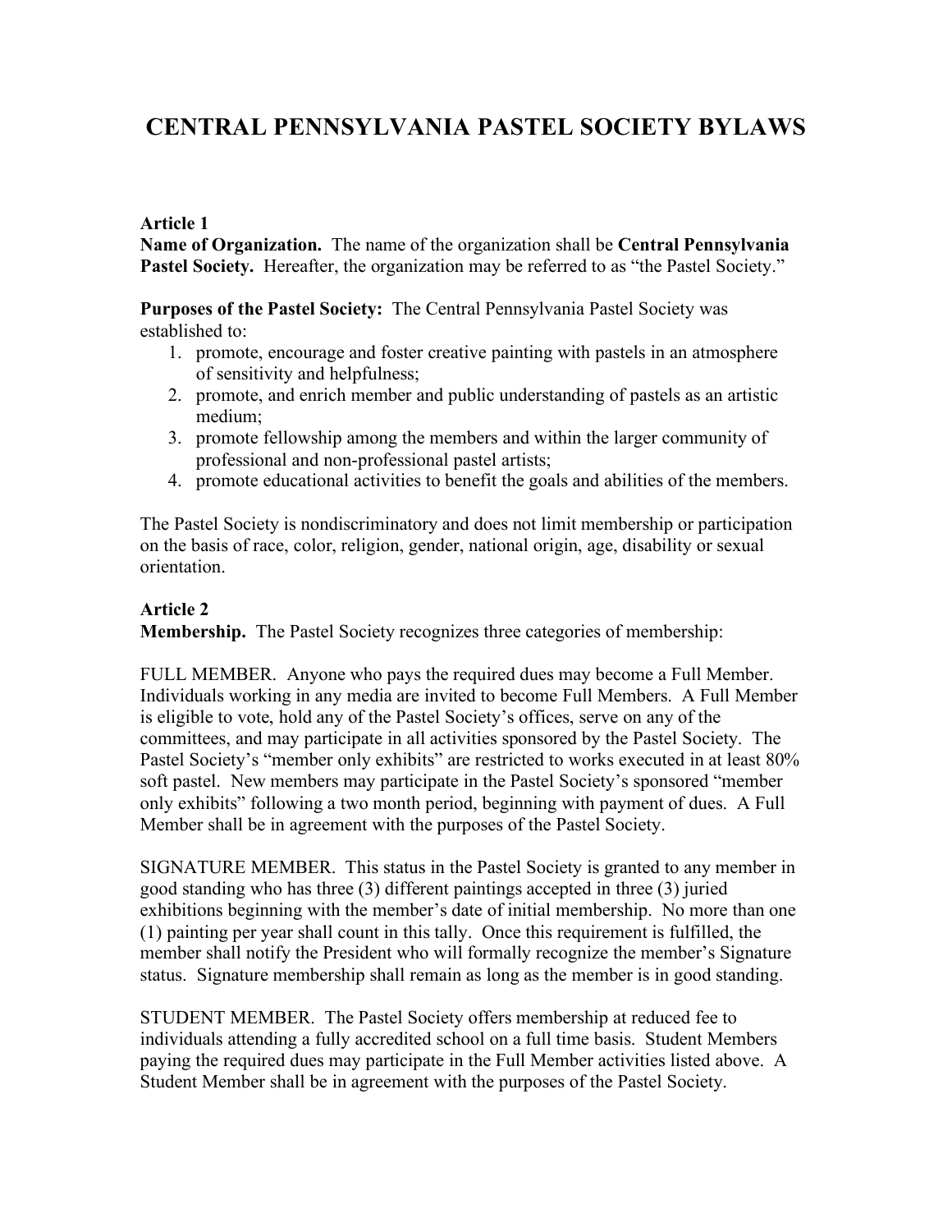# CENTRAL PENNSYLVANIA PASTEL SOCIETY BYLAWS

**Article 1**
**Name of Organization.** The name of the organization shall be **Central Pennsylvania Pastel Society.** Hereafter, the organization may be referred to as "the Pastel Society."

**Purposes of the Pastel Society:** The Central Pennsylvania Pastel Society was established to:

1. promote, encourage and foster creative painting with pastels in an atmosphere of sensitivity and helpfulness;
2. promote, and enrich member and public understanding of pastels as an artistic medium;
3. promote fellowship among the members and within the larger community of professional and non-professional pastel artists;
4. promote educational activities to benefit the goals and abilities of the members.

The Pastel Society is nondiscriminatory and does not limit membership or participation on the basis of race, color, religion, gender, national origin, age, disability or sexual orientation.

**Article 2**
**Membership.** The Pastel Society recognizes three categories of membership:

FULL MEMBER. Anyone who pays the required dues may become a Full Member. Individuals working in any media are invited to become Full Members. A Full Member is eligible to vote, hold any of the Pastel Society's offices, serve on any of the committees, and may participate in all activities sponsored by the Pastel Society. The Pastel Society's "member only exhibits" are restricted to works executed in at least 80% soft pastel. New members may participate in the Pastel Society's sponsored "member only exhibits" following a two month period, beginning with payment of dues. A Full Member shall be in agreement with the purposes of the Pastel Society.

SIGNATURE MEMBER. This status in the Pastel Society is granted to any member in good standing who has three (3) different paintings accepted in three (3) juried exhibitions beginning with the member's date of initial membership. No more than one (1) painting per year shall count in this tally. Once this requirement is fulfilled, the member shall notify the President who will formally recognize the member's Signature status. Signature membership shall remain as long as the member is in good standing.

STUDENT MEMBER. The Pastel Society offers membership at reduced fee to individuals attending a fully accredited school on a full time basis. Student Members paying the required dues may participate in the Full Member activities listed above. A Student Member shall be in agreement with the purposes of the Pastel Society.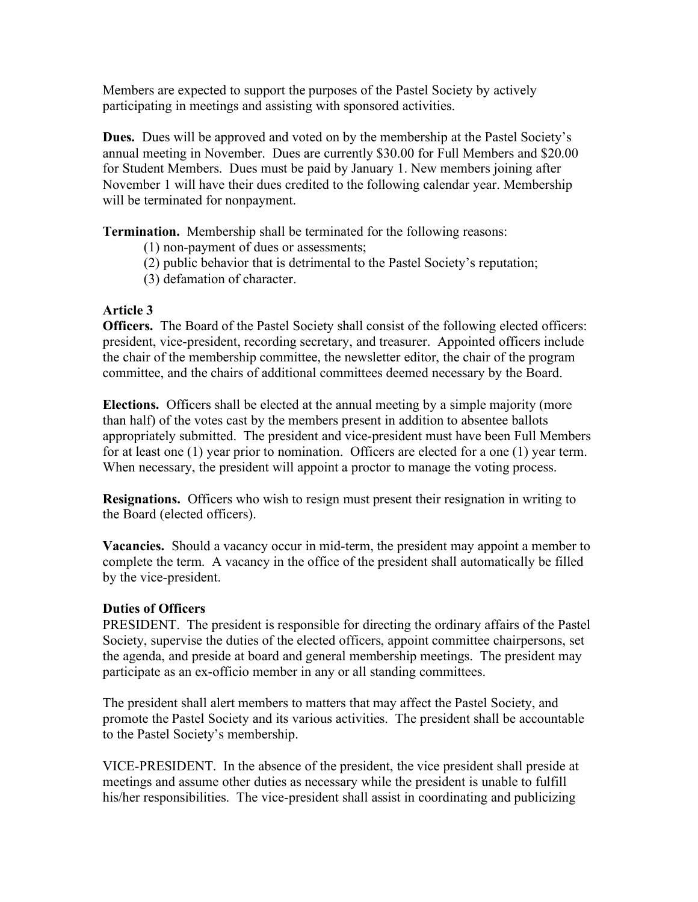Members are expected to support the purposes of the Pastel Society by actively participating in meetings and assisting with sponsored activities.

**Dues.** Dues will be approved and voted on by the membership at the Pastel Society's annual meeting in November. Dues are currently $30.00 for Full Members and $20.00 for Student Members. Dues must be paid by January 1. New members joining after November 1 will have their dues credited to the following calendar year. Membership will be terminated for nonpayment.

**Termination.** Membership shall be terminated for the following reasons:

(1) non-payment of dues or assessments;
(2) public behavior that is detrimental to the Pastel Society's reputation;
(3) defamation of character.

**Article 3**

**Officers.** The Board of the Pastel Society shall consist of the following elected officers: president, vice-president, recording secretary, and treasurer. Appointed officers include the chair of the membership committee, the newsletter editor, the chair of the program committee, and the chairs of additional committees deemed necessary by the Board.

**Elections.** Officers shall be elected at the annual meeting by a simple majority (more than half) of the votes cast by the members present in addition to absentee ballots appropriately submitted. The president and vice-president must have been Full Members for at least one (1) year prior to nomination. Officers are elected for a one (1) year term. When necessary, the president will appoint a proctor to manage the voting process.

**Resignations.** Officers who wish to resign must present their resignation in writing to the Board (elected officers).

**Vacancies.** Should a vacancy occur in mid-term, the president may appoint a member to complete the term. A vacancy in the office of the president shall automatically be filled by the vice-president.

**Duties of Officers**

PRESIDENT. The president is responsible for directing the ordinary affairs of the Pastel Society, supervise the duties of the elected officers, appoint committee chairpersons, set the agenda, and preside at board and general membership meetings. The president may participate as an ex-officio member in any or all standing committees.

The president shall alert members to matters that may affect the Pastel Society, and promote the Pastel Society and its various activities. The president shall be accountable to the Pastel Society's membership.

VICE-PRESIDENT. In the absence of the president, the vice president shall preside at meetings and assume other duties as necessary while the president is unable to fulfill his/her responsibilities. The vice-president shall assist in coordinating and publicizing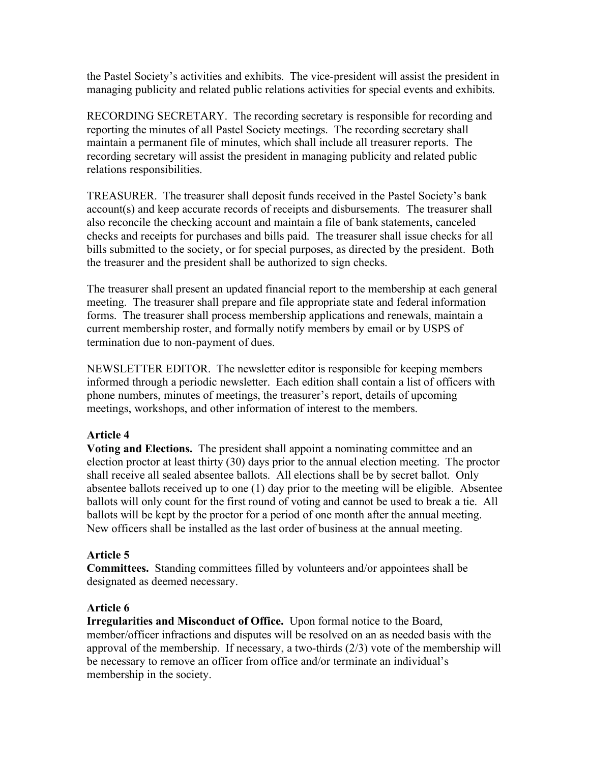the Pastel Society's activities and exhibits. The vice-president will assist the president in managing publicity and related public relations activities for special events and exhibits.

RECORDING SECRETARY. The recording secretary is responsible for recording and reporting the minutes of all Pastel Society meetings. The recording secretary shall maintain a permanent file of minutes, which shall include all treasurer reports. The recording secretary will assist the president in managing publicity and related public relations responsibilities.

TREASURER. The treasurer shall deposit funds received in the Pastel Society's bank account(s) and keep accurate records of receipts and disbursements. The treasurer shall also reconcile the checking account and maintain a file of bank statements, canceled checks and receipts for purchases and bills paid. The treasurer shall issue checks for all bills submitted to the society, or for special purposes, as directed by the president. Both the treasurer and the president shall be authorized to sign checks.

The treasurer shall present an updated financial report to the membership at each general meeting. The treasurer shall prepare and file appropriate state and federal information forms. The treasurer shall process membership applications and renewals, maintain a current membership roster, and formally notify members by email or by USPS of termination due to non-payment of dues.

NEWSLETTER EDITOR. The newsletter editor is responsible for keeping members informed through a periodic newsletter. Each edition shall contain a list of officers with phone numbers, minutes of meetings, the treasurer's report, details of upcoming meetings, workshops, and other information of interest to the members.

**Article 4**

**Voting and Elections.** The president shall appoint a nominating committee and an election proctor at least thirty (30) days prior to the annual election meeting. The proctor shall receive all sealed absentee ballots. All elections shall be by secret ballot. Only absentee ballots received up to one (1) day prior to the meeting will be eligible. Absentee ballots will only count for the first round of voting and cannot be used to break a tie. All ballots will be kept by the proctor for a period of one month after the annual meeting. New officers shall be installed as the last order of business at the annual meeting.

**Article 5**

**Committees.** Standing committees filled by volunteers and/or appointees shall be designated as deemed necessary.

**Article 6**

**Irregularities and Misconduct of Office.** Upon formal notice to the Board, member/officer infractions and disputes will be resolved on an as needed basis with the approval of the membership. If necessary, a two-thirds (2/3) vote of the membership will be necessary to remove an officer from office and/or terminate an individual's membership in the society.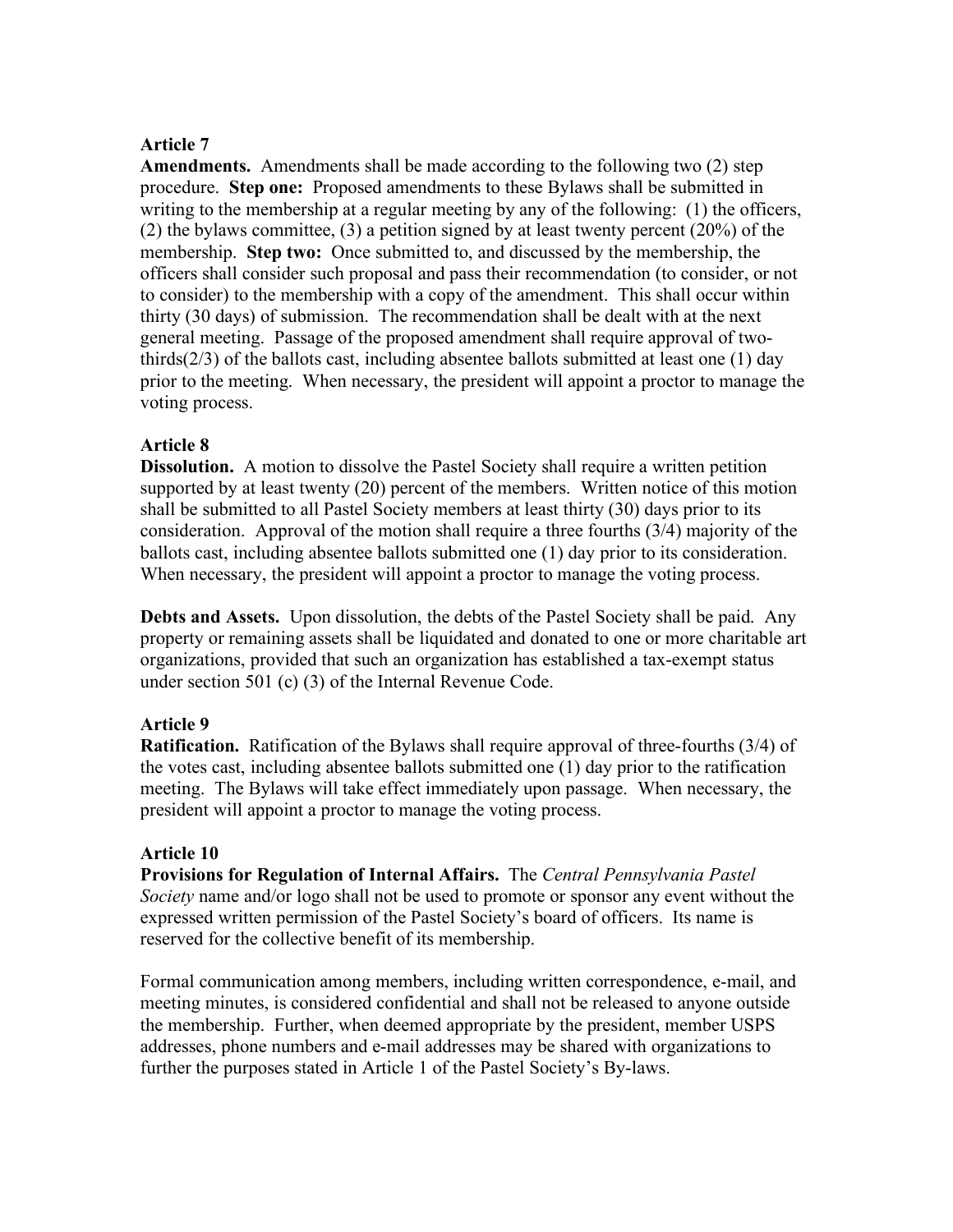**Article 7**

**Amendments.** Amendments shall be made according to the following two (2) step procedure. **Step one:** Proposed amendments to these Bylaws shall be submitted in writing to the membership at a regular meeting by any of the following: (1) the officers, (2) the bylaws committee, (3) a petition signed by at least twenty percent (20%) of the membership. **Step two:** Once submitted to, and discussed by the membership, the officers shall consider such proposal and pass their recommendation (to consider, or not to consider) to the membership with a copy of the amendment. This shall occur within thirty (30 days) of submission. The recommendation shall be dealt with at the next general meeting. Passage of the proposed amendment shall require approval of two-thirds(2/3) of the ballots cast, including absentee ballots submitted at least one (1) day prior to the meeting. When necessary, the president will appoint a proctor to manage the voting process.

**Article 8**

**Dissolution.** A motion to dissolve the Pastel Society shall require a written petition supported by at least twenty (20) percent of the members. Written notice of this motion shall be submitted to all Pastel Society members at least thirty (30) days prior to its consideration. Approval of the motion shall require a three fourths (3/4) majority of the ballots cast, including absentee ballots submitted one (1) day prior to its consideration. When necessary, the president will appoint a proctor to manage the voting process.

**Debts and Assets.** Upon dissolution, the debts of the Pastel Society shall be paid. Any property or remaining assets shall be liquidated and donated to one or more charitable art organizations, provided that such an organization has established a tax-exempt status under section 501 (c) (3) of the Internal Revenue Code.

**Article 9**

**Ratification.** Ratification of the Bylaws shall require approval of three-fourths (3/4) of the votes cast, including absentee ballots submitted one (1) day prior to the ratification meeting. The Bylaws will take effect immediately upon passage. When necessary, the president will appoint a proctor to manage the voting process.

**Article 10**

**Provisions for Regulation of Internal Affairs.** The *Central Pennsylvania Pastel Society* name and/or logo shall not be used to promote or sponsor any event without the expressed written permission of the Pastel Society's board of officers. Its name is reserved for the collective benefit of its membership.

Formal communication among members, including written correspondence, e-mail, and meeting minutes, is considered confidential and shall not be released to anyone outside the membership. Further, when deemed appropriate by the president, member USPS addresses, phone numbers and e-mail addresses may be shared with organizations to further the purposes stated in Article 1 of the Pastel Society's By-laws.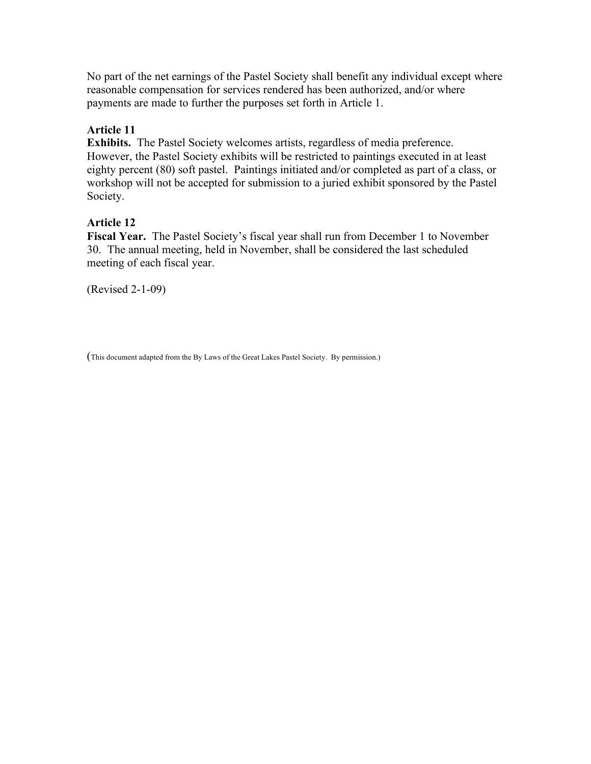No part of the net earnings of the Pastel Society shall benefit any individual except where reasonable compensation for services rendered has been authorized, and/or where payments are made to further the purposes set forth in Article 1.

**Article 11**
**Exhibits.** The Pastel Society welcomes artists, regardless of media preference. However, the Pastel Society exhibits will be restricted to paintings executed in at least eighty percent (80) soft pastel. Paintings initiated and/or completed as part of a class, or workshop will not be accepted for submission to a juried exhibit sponsored by the Pastel Society.

**Article 12**
**Fiscal Year.** The Pastel Society's fiscal year shall run from December 1 to November 30. The annual meeting, held in November, shall be considered the last scheduled meeting of each fiscal year.

(Revised 2-1-09)

(This document adapted from the By Laws of the Great Lakes Pastel Society. By permission.)